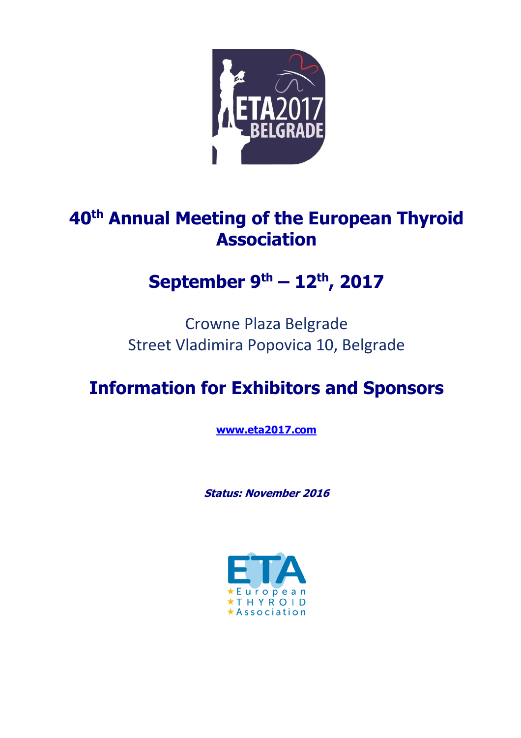# 40th Annual Meeting of the European Thyroid Association

## September 9th – 12th, 2017

Crowne Plaza Belgrade
Street Vladimira Popovica 10, Belgrade

## Information for Exhibitors and Sponsors

**[www.eta2017.com](http://www.eta2017.com)**

***Status: November 2016***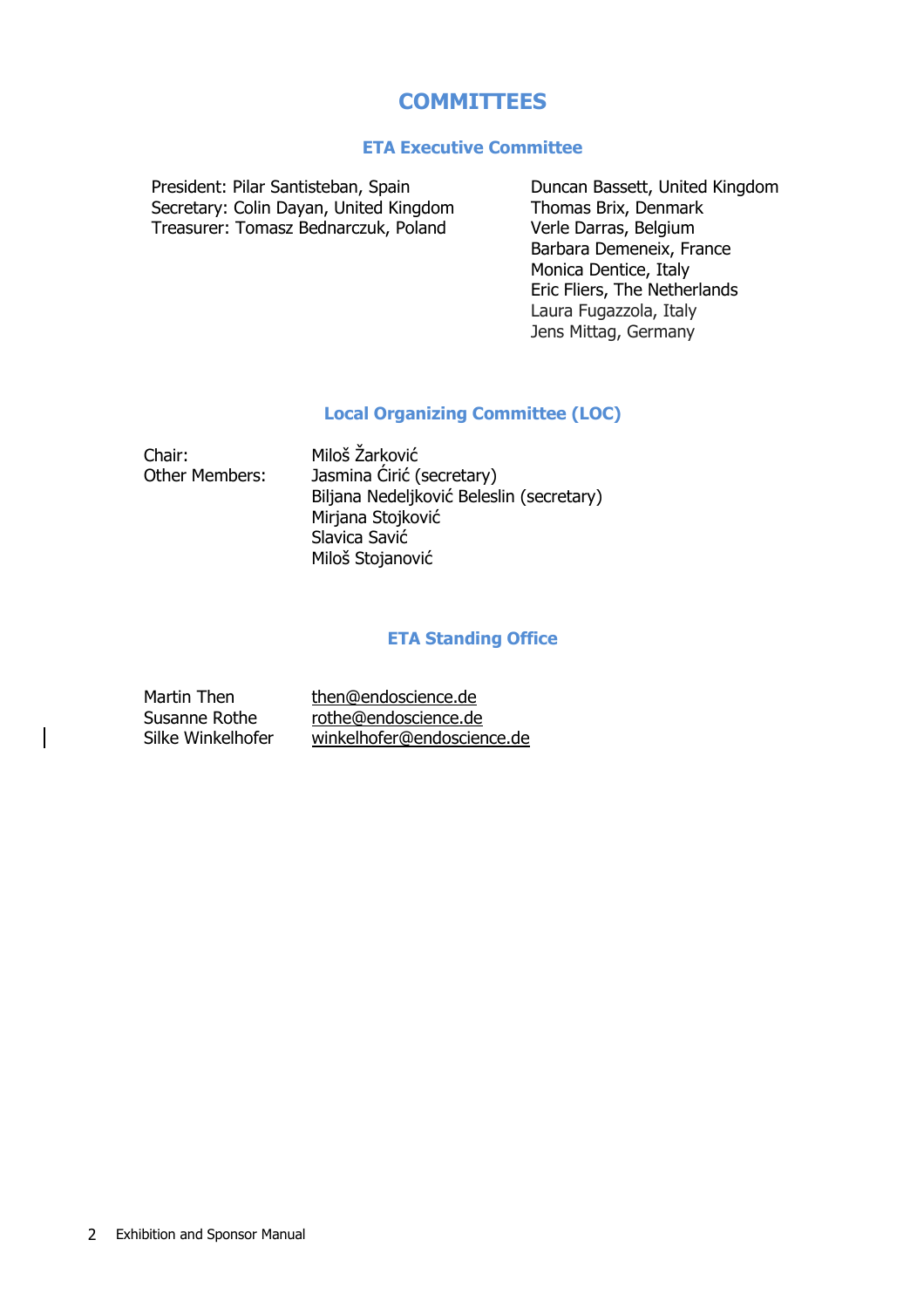# COMMITTEES

## ETA Executive Committee

President: Pilar Santisteban, Spain
Secretary: Colin Dayan, United Kingdom
Treasurer: Tomasz Bednarczuk, Poland

Duncan Bassett, United Kingdom
Thomas Brix, Denmark
Verle Darras, Belgium
Barbara Demeneix, France
Monica Dentice, Italy
Eric Fliers, The Netherlands
Laura Fugazzola, Italy
Jens Mittag, Germany

## Local Organizing Committee (LOC)

| | |
|---|---|
| Chair: | Miloš Žarković |
| Other Members: | Jasmina Ćirić (secretary) |
| | Biljana Nedeljković Beleslin (secretary) |
| | Mirjana Stojković |
| | Slavica Savić |
| | Miloš Stojanović |

## ETA Standing Office

| | |
|---|---|
| Martin Then | then@endoscience.de |
| Susanne Rothe | rothe@endoscience.de |
| Silke Winkelhofer | winkelhofer@endoscience.de |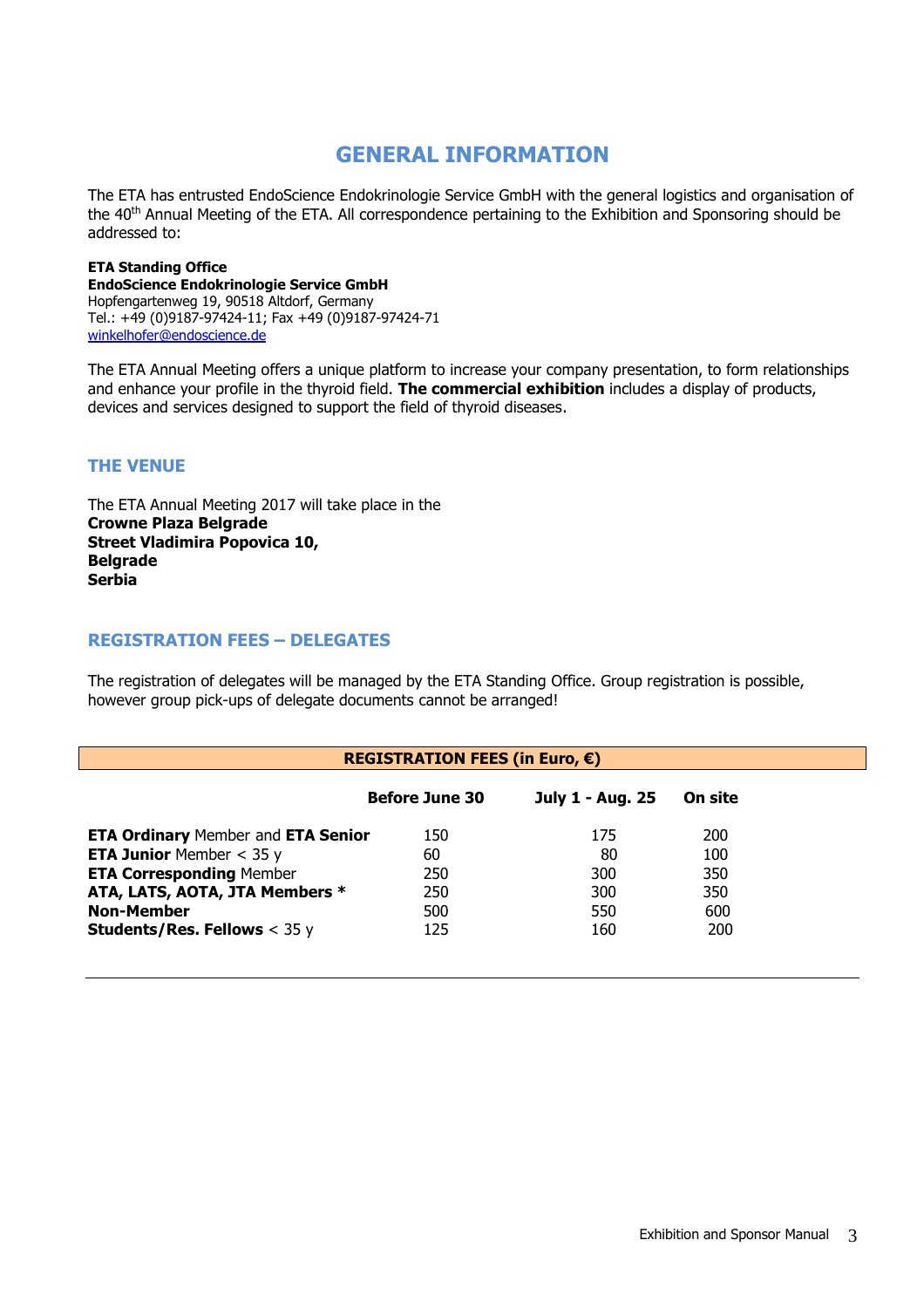# GENERAL INFORMATION

The ETA has entrusted EndoScience Endokrinologie Service GmbH with the general logistics and organisation of the 40th Annual Meeting of the ETA. All correspondence pertaining to the Exhibition and Sponsoring should be addressed to:

**ETA Standing Office**
**EndoScience Endokrinologie Service GmbH**
Hopfengartenweg 19, 90518 Altdorf, Germany
Tel.: +49 (0)9187-97424-11; Fax +49 (0)9187-97424-71
winkelhofer@endoscience.de

The ETA Annual Meeting offers a unique platform to increase your company presentation, to form relationships and enhance your profile in the thyroid field. **The commercial exhibition** includes a display of products, devices and services designed to support the field of thyroid diseases.

## THE VENUE

The ETA Annual Meeting 2017 will take place in the
**Crowne Plaza Belgrade**
**Street Vladimira Popovica 10,**
**Belgrade**
**Serbia**

## REGISTRATION FEES – DELEGATES

The registration of delegates will be managed by the ETA Standing Office. Group registration is possible, however group pick-ups of delegate documents cannot be arranged!

**REGISTRATION FEES (in Euro, €)**

| | Before June 30 | July 1 - Aug. 25 | On site |
|---|---|---|---|
| **ETA Ordinary** Member and **ETA Senior** | 150 | 175 | 200 |
| **ETA Junior** Member < 35 y | 60 | 80 | 100 |
| **ETA Corresponding** Member | 250 | 300 | 350 |
| **ATA, LATS, AOTA, JTA Members *** | 250 | 300 | 350 |
| **Non-Member** | 500 | 550 | 600 |
| **Students/Res. Fellows** < 35 y | 125 | 160 | 200 |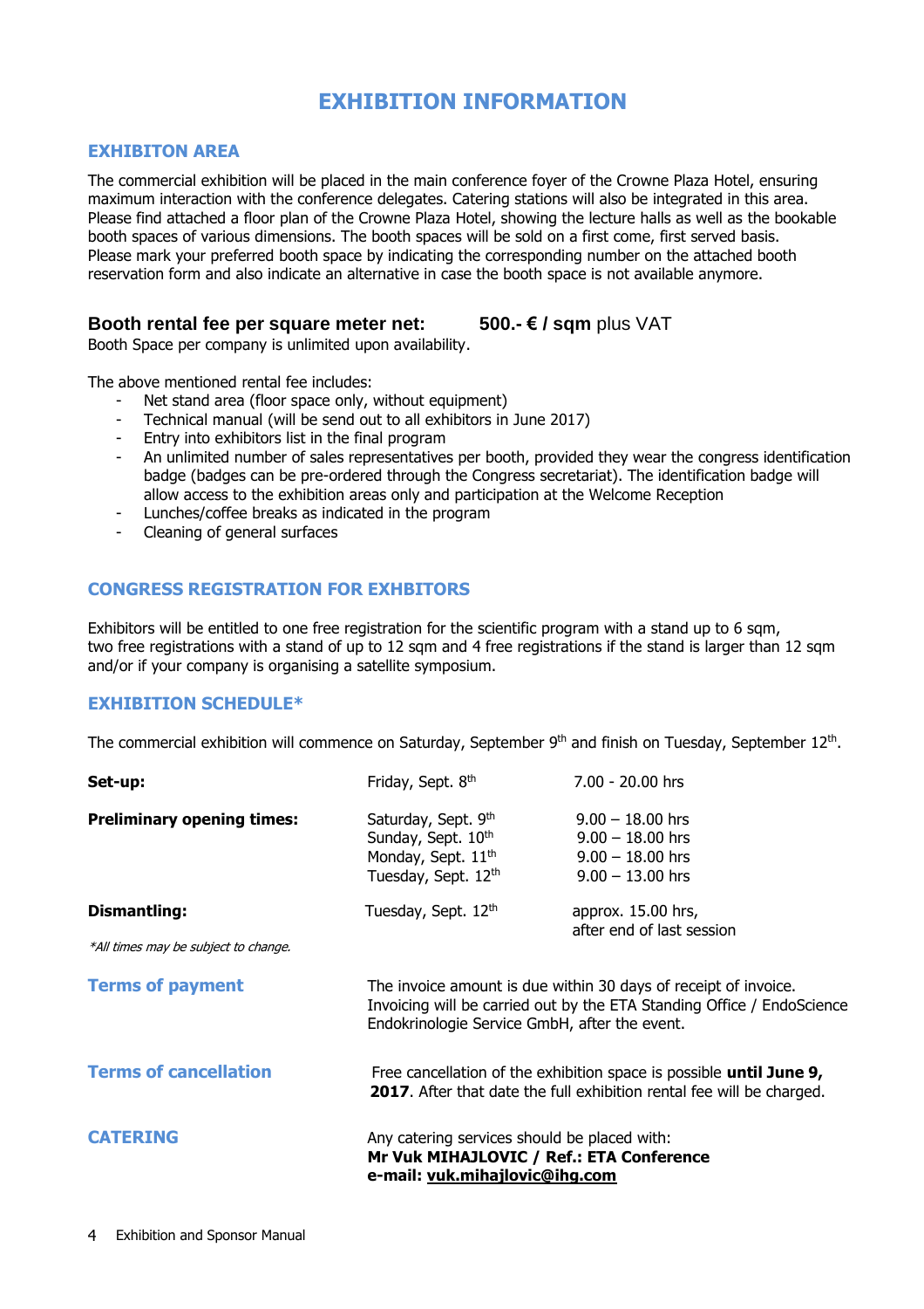# EXHIBITION INFORMATION

## EXHIBITON AREA

The commercial exhibition will be placed in the main conference foyer of the Crowne Plaza Hotel, ensuring maximum interaction with the conference delegates. Catering stations will also be integrated in this area. Please find attached a floor plan of the Crowne Plaza Hotel, showing the lecture halls as well as the bookable booth spaces of various dimensions. The booth spaces will be sold on a first come, first served basis. Please mark your preferred booth space by indicating the corresponding number on the attached booth reservation form and also indicate an alternative in case the booth space is not available anymore.

**Booth rental fee per square meter net:** **500.- € / sqm** plus VAT

Booth Space per company is unlimited upon availability.

The above mentioned rental fee includes:

- Net stand area (floor space only, without equipment)
- Technical manual (will be send out to all exhibitors in June 2017)
- Entry into exhibitors list in the final program
- An unlimited number of sales representatives per booth, provided they wear the congress identification badge (badges can be pre-ordered through the Congress secretariat). The identification badge will allow access to the exhibition areas only and participation at the Welcome Reception
- Lunches/coffee breaks as indicated in the program
- Cleaning of general surfaces

## CONGRESS REGISTRATION FOR EXHBITORS

Exhibitors will be entitled to one free registration for the scientific program with a stand up to 6 sqm, two free registrations with a stand of up to 12 sqm and 4 free registrations if the stand is larger than 12 sqm and/or if your company is organising a satellite symposium.

## EXHIBITION SCHEDULE*

The commercial exhibition will commence on Saturday, September 9th and finish on Tuesday, September 12th.

| | | |
|---|---|---|
| **Set-up:** | Friday, Sept. 8th | 7.00 - 20.00 hrs |
| **Preliminary opening times:** | Saturday, Sept. 9th | 9.00 – 18.00 hrs |
| | Sunday, Sept. 10th | 9.00 – 18.00 hrs |
| | Monday, Sept. 11th | 9.00 – 18.00 hrs |
| | Tuesday, Sept. 12th | 9.00 – 13.00 hrs |
| **Dismantling:** | Tuesday, Sept. 12th | approx. 15.00 hrs, after end of last session |

*\*All times may be subject to change.*

## Terms of payment

The invoice amount is due within 30 days of receipt of invoice. Invoicing will be carried out by the ETA Standing Office / EndoScience Endokrinologie Service GmbH, after the event.

## Terms of cancellation

Free cancellation of the exhibition space is possible **until June 9, 2017**. After that date the full exhibition rental fee will be charged.

## CATERING

Any catering services should be placed with:
**Mr Vuk MIHAJLOVIC / Ref.: ETA Conference**
**e-mail: vuk.mihajlovic@ihg.com**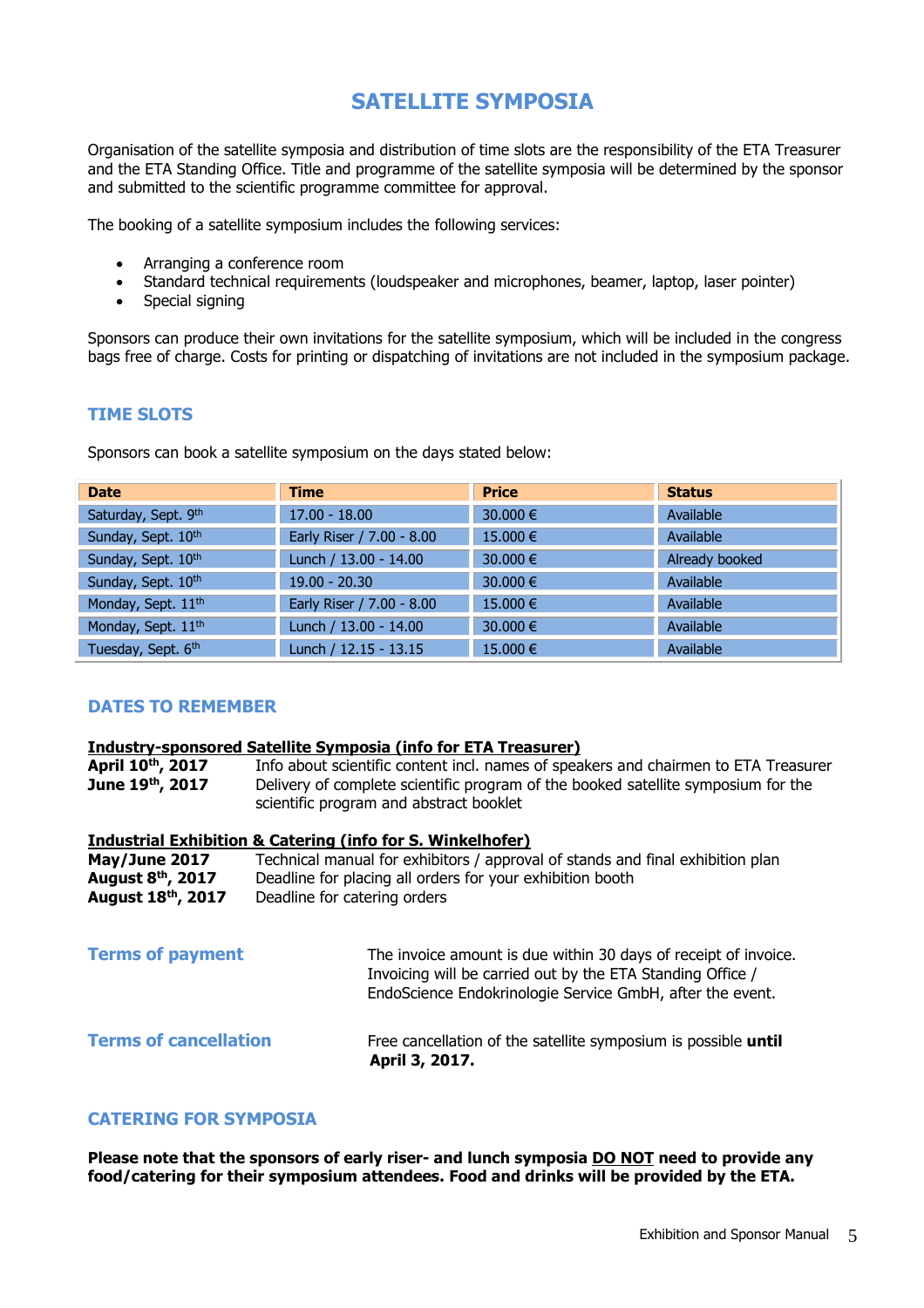# SATELLITE SYMPOSIA

Organisation of the satellite symposia and distribution of time slots are the responsibility of the ETA Treasurer and the ETA Standing Office. Title and programme of the satellite symposia will be determined by the sponsor and submitted to the scientific programme committee for approval.

The booking of a satellite symposium includes the following services:

- Arranging a conference room
- Standard technical requirements (loudspeaker and microphones, beamer, laptop, laser pointer)
- Special signing

Sponsors can produce their own invitations for the satellite symposium, which will be included in the congress bags free of charge. Costs for printing or dispatching of invitations are not included in the symposium package.

## TIME SLOTS

Sponsors can book a satellite symposium on the days stated below:

| Date | Time | Price | Status |
|---|---|---|---|
| Saturday, Sept. 9th | 17.00 - 18.00 | 30.000 € | Available |
| Sunday, Sept. 10th | Early Riser / 7.00 - 8.00 | 15.000 € | Available |
| Sunday, Sept. 10th | Lunch / 13.00 - 14.00 | 30.000 € | Already booked |
| Sunday, Sept. 10th | 19.00 - 20.30 | 30.000 € | Available |
| Monday, Sept. 11th | Early Riser / 7.00 - 8.00 | 15.000 € | Available |
| Monday, Sept. 11th | Lunch / 13.00 - 14.00 | 30.000 € | Available |
| Tuesday, Sept. 6th | Lunch / 12.15 - 13.15 | 15.000 € | Available |

## DATES TO REMEMBER

**Industry-sponsored Satellite Symposia (info for ETA Treasurer)**

**April 10th, 2017** Info about scientific content incl. names of speakers and chairmen to ETA Treasurer

**June 19th, 2017** Delivery of complete scientific program of the booked satellite symposium for the scientific program and abstract booklet

**Industrial Exhibition & Catering (info for S. Winkelhofer)**

**May/June 2017** Technical manual for exhibitors / approval of stands and final exhibition plan

**August 8th, 2017** Deadline for placing all orders for your exhibition booth

**August 18th, 2017** Deadline for catering orders

**Terms of payment**

The invoice amount is due within 30 days of receipt of invoice. Invoicing will be carried out by the ETA Standing Office / EndoScience Endokrinologie Service GmbH, after the event.

**Terms of cancellation**

Free cancellation of the satellite symposium is possible **until April 3, 2017.**

## CATERING FOR SYMPOSIA

**Please note that the sponsors of early riser- and lunch symposia DO NOT need to provide any food/catering for their symposium attendees. Food and drinks will be provided by the ETA.**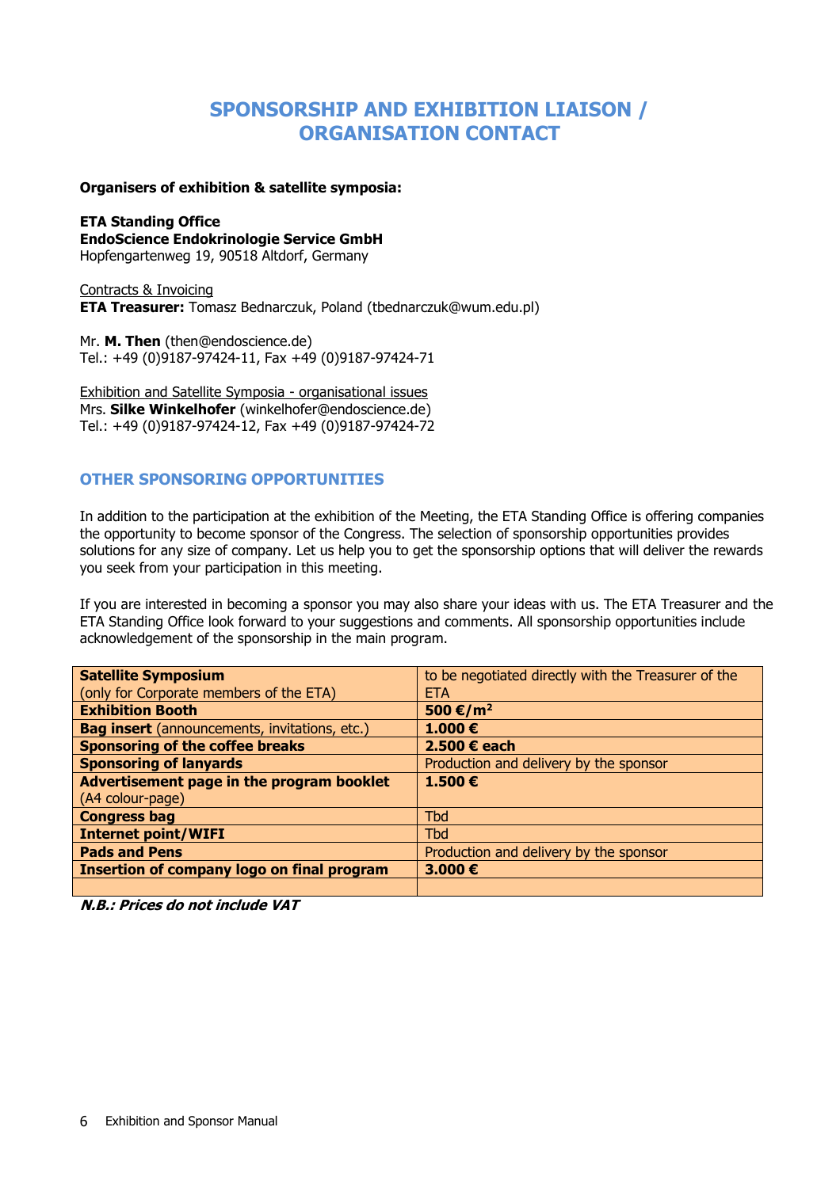# SPONSORSHIP AND EXHIBITION LIAISON / ORGANISATION CONTACT

**Organisers of exhibition & satellite symposia:**

**ETA Standing Office**
**EndoScience Endokrinologie Service GmbH**
Hopfengartenweg 19, 90518 Altdorf, Germany

Contracts & Invoicing
**ETA Treasurer:** Tomasz Bednarczuk, Poland (tbednarczuk@wum.edu.pl)

Mr. **M. Then** (then@endoscience.de)
Tel.: +49 (0)9187-97424-11, Fax +49 (0)9187-97424-71

Exhibition and Satellite Symposia - organisational issues
Mrs. **Silke Winkelhofer** (winkelhofer@endoscience.de)
Tel.: +49 (0)9187-97424-12, Fax +49 (0)9187-97424-72

## OTHER SPONSORING OPPORTUNITIES

In addition to the participation at the exhibition of the Meeting, the ETA Standing Office is offering companies the opportunity to become sponsor of the Congress. The selection of sponsorship opportunities provides solutions for any size of company. Let us help you to get the sponsorship options that will deliver the rewards you seek from your participation in this meeting.

If you are interested in becoming a sponsor you may also share your ideas with us. The ETA Treasurer and the ETA Standing Office look forward to your suggestions and comments. All sponsorship opportunities include acknowledgement of the sponsorship in the main program.

| | |
|---|---|
| **Satellite Symposium** (only for Corporate members of the ETA) | to be negotiated directly with the Treasurer of the ETA |
| **Exhibition Booth** | **500 €/m²** |
| **Bag insert** (announcements, invitations, etc.) | **1.000 €** |
| **Sponsoring of the coffee breaks** | **2.500 € each** |
| **Sponsoring of lanyards** | Production and delivery by the sponsor |
| **Advertisement page in the program booklet** (A4 colour-page) | **1.500 €** |
| **Congress bag** | Tbd |
| **Internet point/WIFI** | Tbd |
| **Pads and Pens** | Production and delivery by the sponsor |
| **Insertion of company logo on final program** | **3.000 €** |
| | |

***N.B.: Prices do not include VAT***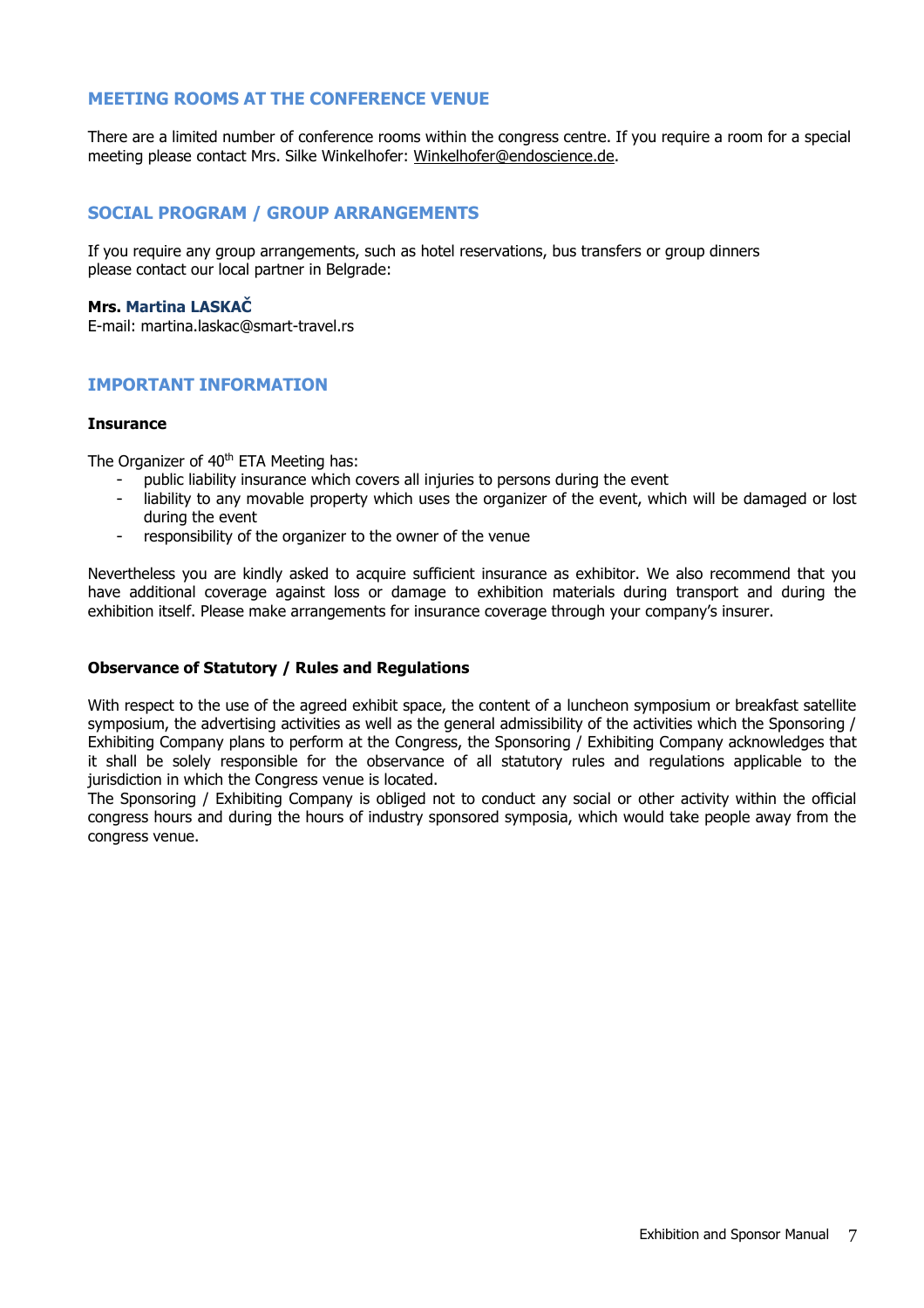## MEETING ROOMS AT THE CONFERENCE VENUE

There are a limited number of conference rooms within the congress centre. If you require a room for a special meeting please contact Mrs. Silke Winkelhofer: Winkelhofer@endoscience.de.

## SOCIAL PROGRAM / GROUP ARRANGEMENTS

If you require any group arrangements, such as hotel reservations, bus transfers or group dinners please contact our local partner in Belgrade:

**Mrs. Martina LASKAČ**
E-mail: martina.laskac@smart-travel.rs

## IMPORTANT INFORMATION

### Insurance

The Organizer of 40th ETA Meeting has:

- public liability insurance which covers all injuries to persons during the event
- liability to any movable property which uses the organizer of the event, which will be damaged or lost during the event
- responsibility of the organizer to the owner of the venue

Nevertheless you are kindly asked to acquire sufficient insurance as exhibitor. We also recommend that you have additional coverage against loss or damage to exhibition materials during transport and during the exhibition itself. Please make arrangements for insurance coverage through your company's insurer.

### Observance of Statutory / Rules and Regulations

With respect to the use of the agreed exhibit space, the content of a luncheon symposium or breakfast satellite symposium, the advertising activities as well as the general admissibility of the activities which the Sponsoring / Exhibiting Company plans to perform at the Congress, the Sponsoring / Exhibiting Company acknowledges that it shall be solely responsible for the observance of all statutory rules and regulations applicable to the jurisdiction in which the Congress venue is located.
The Sponsoring / Exhibiting Company is obliged not to conduct any social or other activity within the official congress hours and during the hours of industry sponsored symposia, which would take people away from the congress venue.